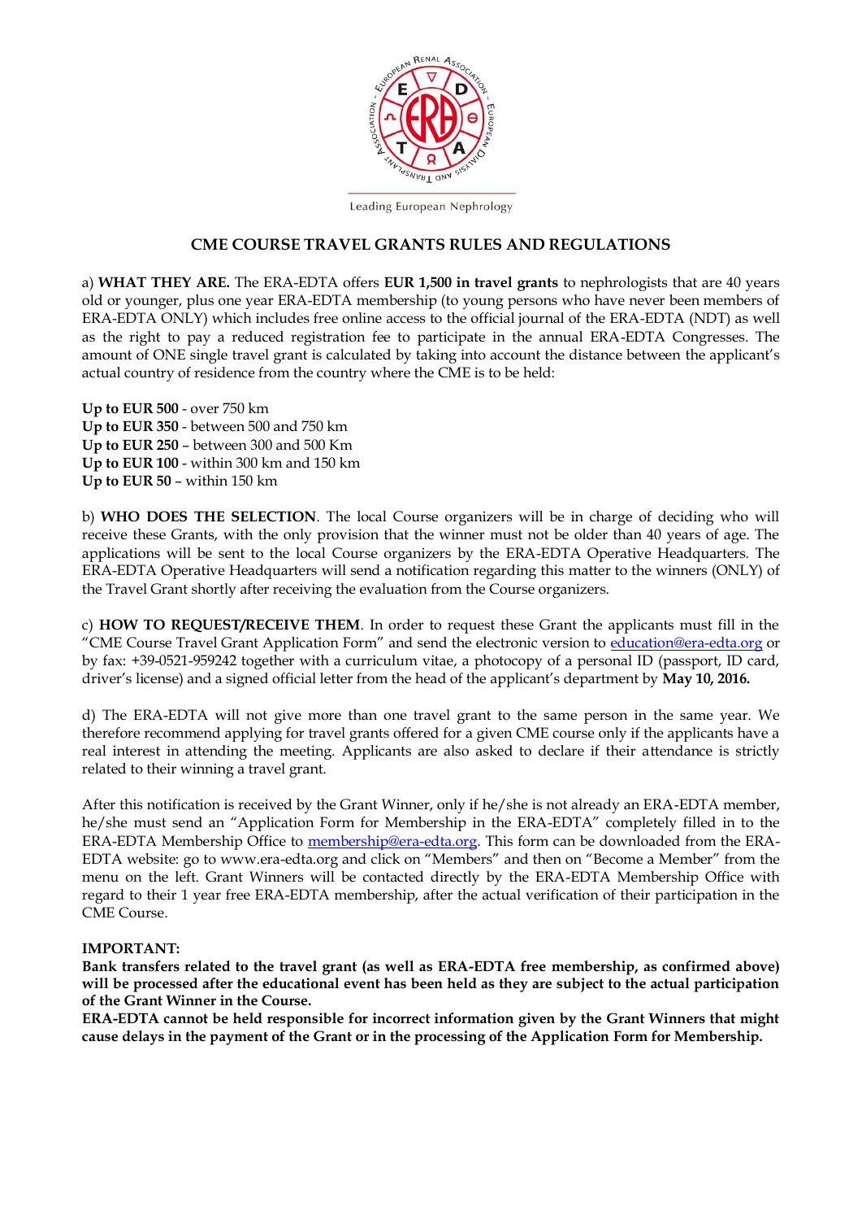Leading European Nephrology

# CME COURSE TRAVEL GRANTS RULES AND REGULATIONS

a) **WHAT THEY ARE.** The ERA-EDTA offers **EUR 1,500 in travel grants** to nephrologists that are 40 years old or younger, plus one year ERA-EDTA membership (to young persons who have never been members of ERA-EDTA ONLY) which includes free online access to the official journal of the ERA-EDTA (NDT) as well as the right to pay a reduced registration fee to participate in the annual ERA-EDTA Congresses. The amount of ONE single travel grant is calculated by taking into account the distance between the applicant's actual country of residence from the country where the CME is to be held:

**Up to EUR 500** - over 750 km
**Up to EUR 350** - between 500 and 750 km
**Up to EUR 250** – between 300 and 500 Km
**Up to EUR 100** - within 300 km and 150 km
**Up to EUR 50** – within 150 km

b) **WHO DOES THE SELECTION**. The local Course organizers will be in charge of deciding who will receive these Grants, with the only provision that the winner must not be older than 40 years of age. The applications will be sent to the local Course organizers by the ERA-EDTA Operative Headquarters. The ERA-EDTA Operative Headquarters will send a notification regarding this matter to the winners (ONLY) of the Travel Grant shortly after receiving the evaluation from the Course organizers.

c) **HOW TO REQUEST/RECEIVE THEM**. In order to request these Grant the applicants must fill in the "CME Course Travel Grant Application Form" and send the electronic version to education@era-edta.org or by fax: +39-0521-959242 together with a curriculum vitae, a photocopy of a personal ID (passport, ID card, driver's license) and a signed official letter from the head of the applicant's department by **May 10, 2016.**

d) The ERA-EDTA will not give more than one travel grant to the same person in the same year. We therefore recommend applying for travel grants offered for a given CME course only if the applicants have a real interest in attending the meeting. Applicants are also asked to declare if their attendance is strictly related to their winning a travel grant.

After this notification is received by the Grant Winner, only if he/she is not already an ERA-EDTA member, he/she must send an "Application Form for Membership in the ERA-EDTA" completely filled in to the ERA-EDTA Membership Office to membership@era-edta.org. This form can be downloaded from the ERA-EDTA website: go to www.era-edta.org and click on "Members" and then on "Become a Member" from the menu on the left. Grant Winners will be contacted directly by the ERA-EDTA Membership Office with regard to their 1 year free ERA-EDTA membership, after the actual verification of their participation in the CME Course.

**IMPORTANT:**

**Bank transfers related to the travel grant (as well as ERA-EDTA free membership, as confirmed above) will be processed after the educational event has been held as they are subject to the actual participation of the Grant Winner in the Course.**

**ERA-EDTA cannot be held responsible for incorrect information given by the Grant Winners that might cause delays in the payment of the Grant or in the processing of the Application Form for Membership.**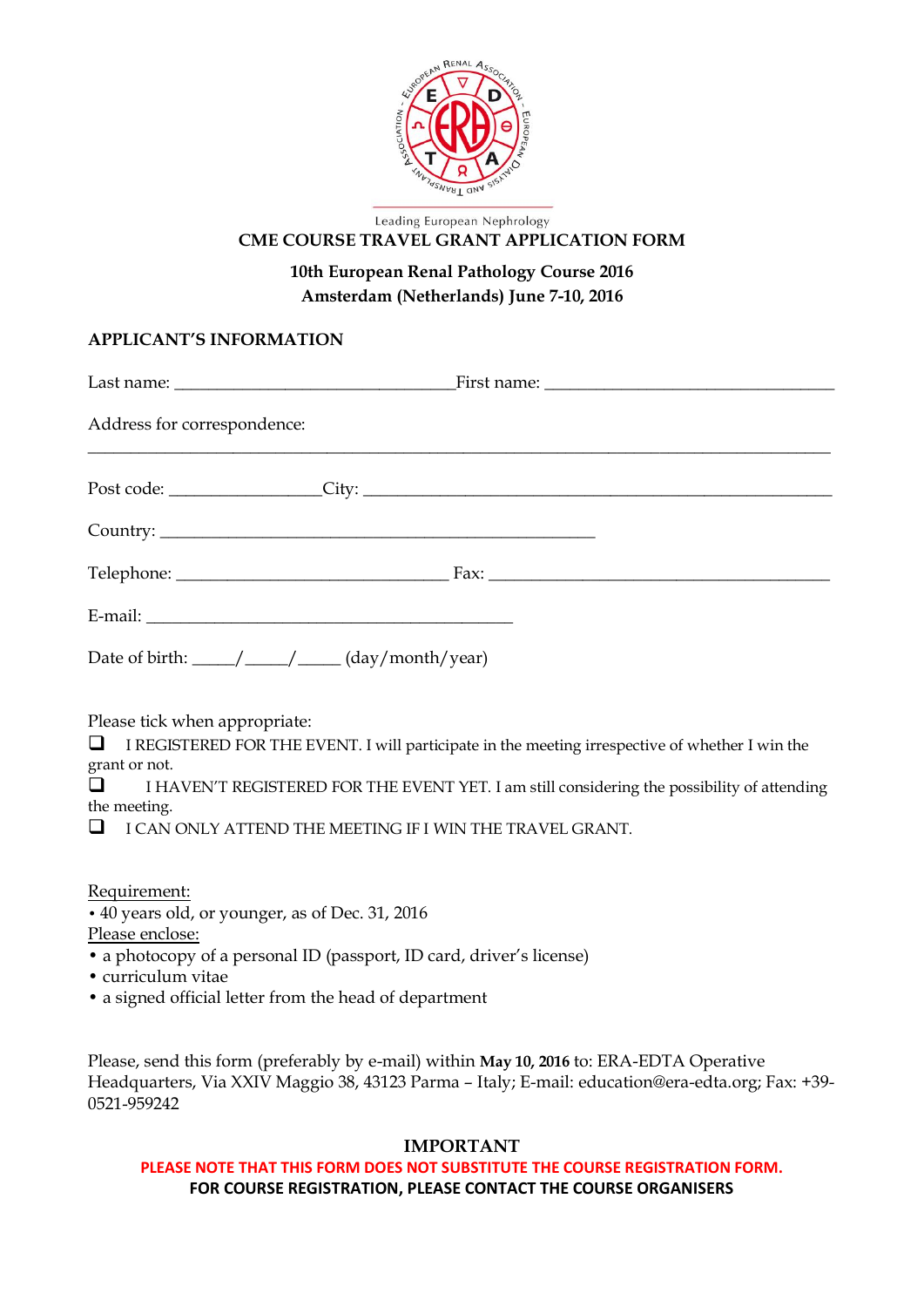Leading European Nephrology

# CME COURSE TRAVEL GRANT APPLICATION FORM

## 10th European Renal Pathology Course 2016
## Amsterdam (Netherlands) June 7-10, 2016

### APPLICANT'S INFORMATION

Last name: ________________________________ First name: __________________________________

Address for correspondence:

_____________________________________________________________________________________

Post code: _________________ City: _______________________________________________________

Country: ___________________________________________________

Telephone: _______________________________ Fax: ________________________________________

E-mail: ___________________________________________

Date of birth: _____/_____/_____ (day/month/year)

Please tick when appropriate:

❑ I REGISTERED FOR THE EVENT. I will participate in the meeting irrespective of whether I win the grant or not.

❑ I HAVEN'T REGISTERED FOR THE EVENT YET. I am still considering the possibility of attending the meeting.

❑ I CAN ONLY ATTEND THE MEETING IF I WIN THE TRAVEL GRANT.

Requirement:

- 40 years old, or younger, as of Dec. 31, 2016

Please enclose:

- a photocopy of a personal ID (passport, ID card, driver's license)
- curriculum vitae
- a signed official letter from the head of department

Please, send this form (preferably by e-mail) within **May 10, 2016** to: ERA-EDTA Operative Headquarters, Via XXIV Maggio 38, 43123 Parma – Italy; E-mail: education@era-edta.org; Fax: +39-0521-959242

**IMPORTANT**

**PLEASE NOTE THAT THIS FORM DOES NOT SUBSTITUTE THE COURSE REGISTRATION FORM.**
**FOR COURSE REGISTRATION, PLEASE CONTACT THE COURSE ORGANISERS**